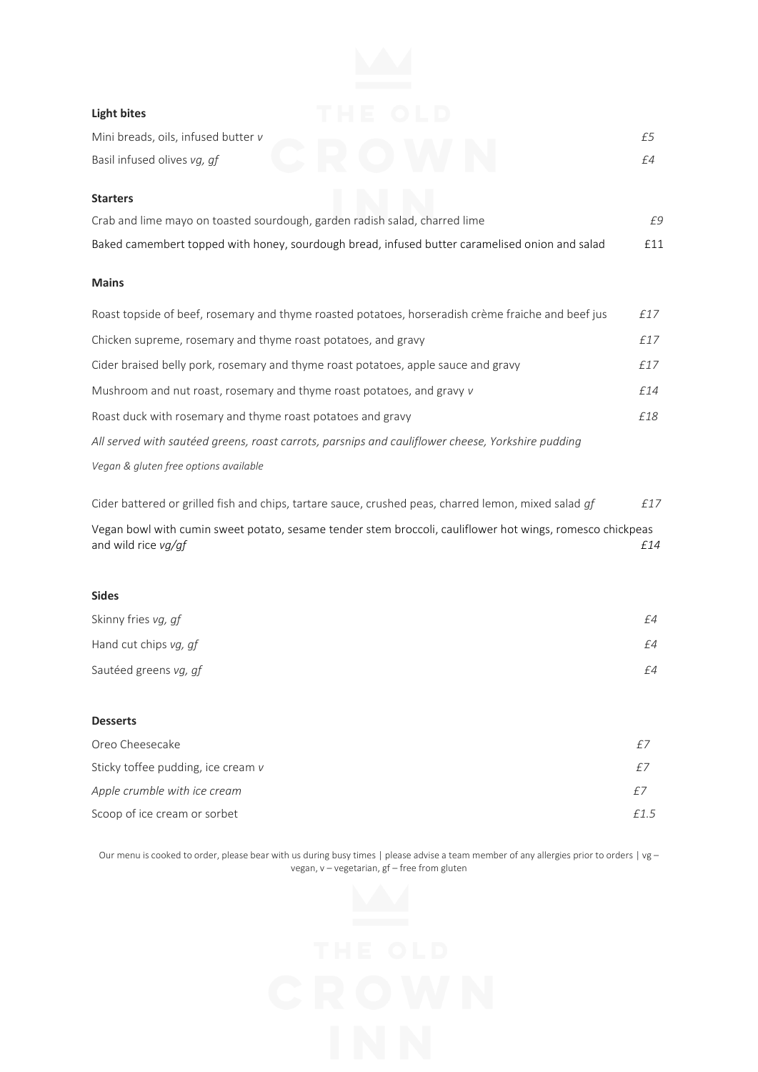## Light bites

| | |
|---|---|
| Mini breads, oils, infused butter *v* | *£5* |
| Basil infused olives *vg, gf* | *£4* |

## Starters

| | |
|---|---|
| Crab and lime mayo on toasted sourdough, garden radish salad, charred lime | *£9* |
| Baked camembert topped with honey, sourdough bread, infused butter caramelised onion and salad | £11 |

## Mains

| | |
|---|---|
| Roast topside of beef, rosemary and thyme roasted potatoes, horseradish crème fraiche and beef jus | *£17* |
| Chicken supreme, rosemary and thyme roast potatoes, and gravy | *£17* |
| Cider braised belly pork, rosemary and thyme roast potatoes, apple sauce and gravy | *£17* |
| Mushroom and nut roast, rosemary and thyme roast potatoes, and gravy *v* | *£14* |
| Roast duck with rosemary and thyme roast potatoes and gravy | *£18* |

*All served with sautéed greens, roast carrots, parsnips and cauliflower cheese, Yorkshire pudding*

*Vegan & gluten free options available*

| | |
|---|---|
| Cider battered or grilled fish and chips, tartare sauce, crushed peas, charred lemon, mixed salad *gf* | *£17* |
| Vegan bowl with cumin sweet potato, sesame tender stem broccoli, cauliflower hot wings, romesco chickpeas and wild rice *vg/gf* | *£14* |

## Sides

| | |
|---|---|
| Skinny fries *vg, gf* | *£4* |
| Hand cut chips *vg, gf* | *£4* |
| Sautéed greens *vg, gf* | *£4* |

## Desserts

| | |
|---|---|
| Oreo Cheesecake | *£7* |
| Sticky toffee pudding, ice cream *v* | *£7* |
| *Apple crumble with ice cream* | *£7* |
| Scoop of ice cream or sorbet | *£1.5* |

Our menu is cooked to order, please bear with us during busy times | please advise a team member of any allergies prior to orders | vg – vegan, v – vegetarian, gf – free from gluten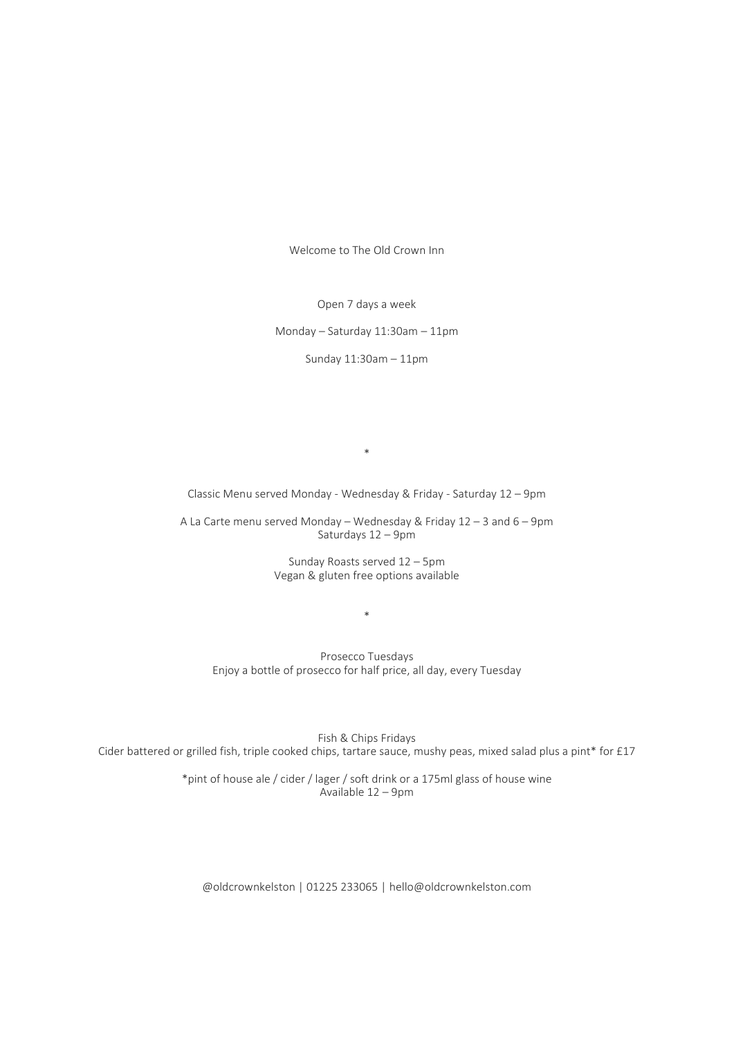Welcome to The Old Crown Inn

Open 7 days a week

Monday – Saturday 11:30am – 11pm

Sunday 11:30am – 11pm

*

Classic Menu served Monday - Wednesday & Friday - Saturday 12 – 9pm

A La Carte menu served Monday – Wednesday & Friday 12 – 3 and 6 – 9pm
Saturdays 12 – 9pm

Sunday Roasts served 12 – 5pm
Vegan & gluten free options available

*

Prosecco Tuesdays
Enjoy a bottle of prosecco for half price, all day, every Tuesday

Fish & Chips Fridays
Cider battered or grilled fish, triple cooked chips, tartare sauce, mushy peas, mixed salad plus a pint* for £17

*pint of house ale / cider / lager / soft drink or a 175ml glass of house wine
Available 12 – 9pm

@oldcrownkelston | 01225 233065 | hello@oldcrownkelston.com